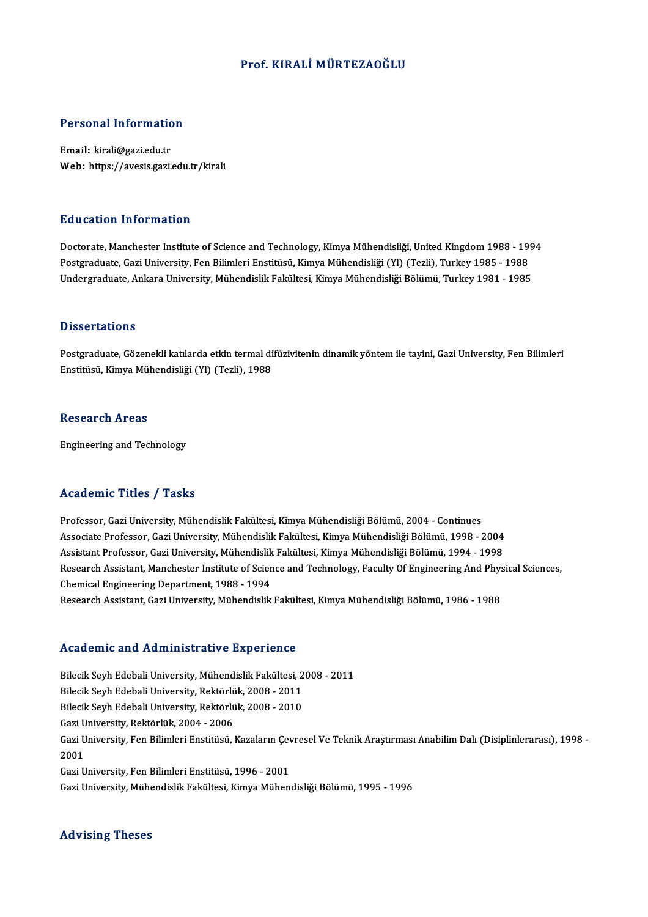# Prof. KIRALİ MÜRTEZAOĞLU

## Personal Information

**Email:** kirali@gazi.edu.tr
**Web:** https://avesis.gazi.edu.tr/kirali

## Education Information

Doctorate, Manchester Institute of Science and Technology, Kimya Mühendisliği, United Kingdom 1988 - 1994
Postgraduate, Gazi University, Fen Bilimleri Enstitüsü, Kimya Mühendisliği (Yl) (Tezli), Turkey 1985 - 1988
Undergraduate, Ankara University, Mühendislik Fakültesi, Kimya Mühendisliği Bölümü, Turkey 1981 - 1985

## Dissertations

Postgraduate, Gözenekli katılarda etkin termal difüzivitenin dinamik yöntem ile tayini, Gazi University, Fen Bilimleri Enstitüsü, Kimya Mühendisliği (Yl) (Tezli), 1988

## Research Areas

Engineering and Technology

## Academic Titles / Tasks

Professor, Gazi University, Mühendislik Fakültesi, Kimya Mühendisliği Bölümü, 2004 - Continues
Associate Professor, Gazi University, Mühendislik Fakültesi, Kimya Mühendisliği Bölümü, 1998 - 2004
Assistant Professor, Gazi University, Mühendislik Fakültesi, Kimya Mühendisliği Bölümü, 1994 - 1998
Research Assistant, Manchester Institute of Science and Technology, Faculty Of Engineering And Physical Sciences, Chemical Engineering Department, 1988 - 1994
Research Assistant, Gazi University, Mühendislik Fakültesi, Kimya Mühendisliği Bölümü, 1986 - 1988

## Academic and Administrative Experience

Bilecik Seyh Edebali University, Mühendislik Fakültesi, 2008 - 2011
Bilecik Seyh Edebali University, Rektörlük, 2008 - 2011
Bilecik Seyh Edebali University, Rektörlük, 2008 - 2010
Gazi University, Rektörlük, 2004 - 2006
Gazi University, Fen Bilimleri Enstitüsü, Kazaların Çevresel Ve Teknik Araştırması Anabilim Dalı (Disiplinlerarası), 1998 - 2001
Gazi University, Fen Bilimleri Enstitüsü, 1996 - 2001
Gazi University, Mühendislik Fakültesi, Kimya Mühendisliği Bölümü, 1995 - 1996

## Advising Theses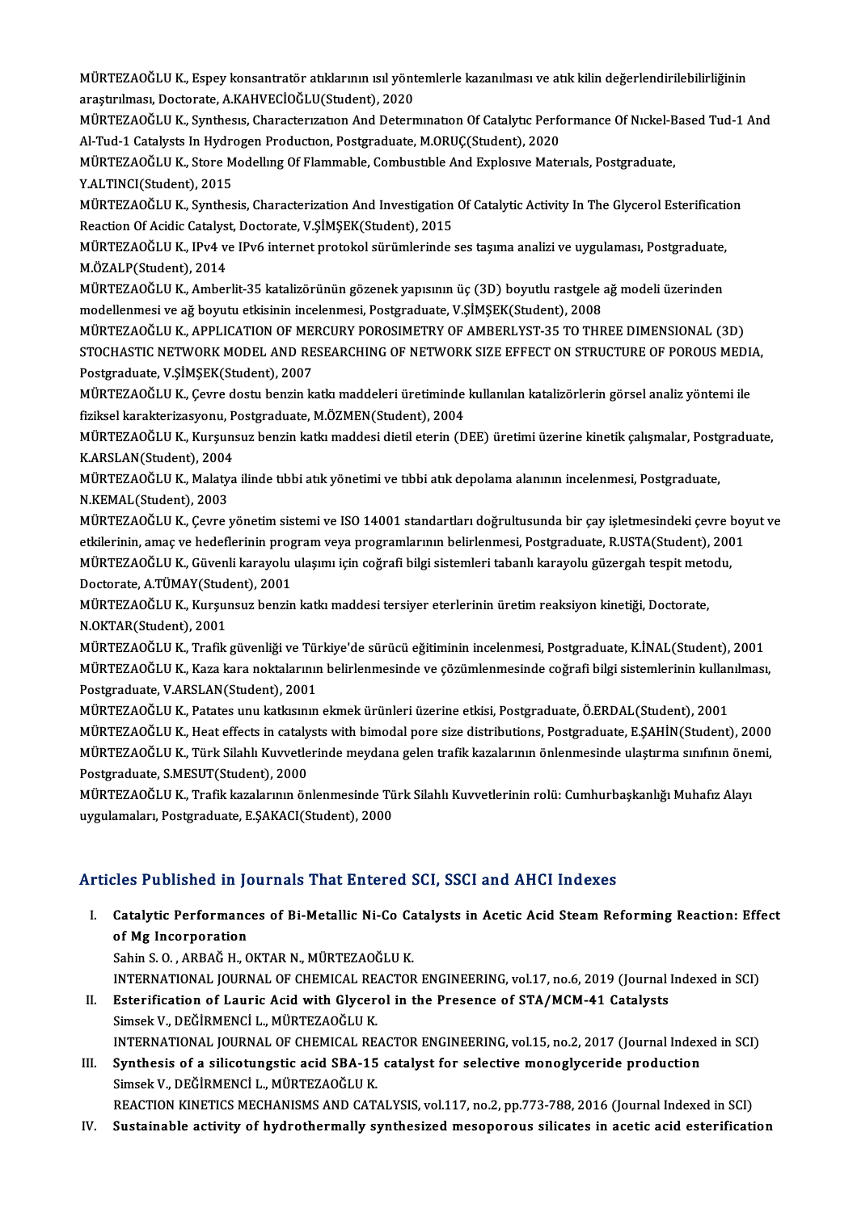MÜRTEZAOĞLU K., Espey konsantratör atıklarının ısıl yöntemlerle kazanılması ve atık kilin değerlendirilebilirliğinin araştırılması, Doctorate, A.KAHVECİOĞLU(Student), 2020

MÜRTEZAOĞLU K., Synthesis, Characterization And Determination Of Catalytic Performance Of Nickel-Based Tud-1 And Al-Tud-1 Catalysts In Hydrogen Production, Postgraduate, M.ORUÇ(Student), 2020

MÜRTEZAOĞLU K., Store Modelling Of Flammable, Combustible And Explosive Materials, Postgraduate, Y.ALTINCI(Student), 2015

MÜRTEZAOĞLU K., Synthesis, Characterization And Investigation Of Catalytic Activity In The Glycerol Esterification Reaction Of Acidic Catalyst, Doctorate, V.ŞİMŞEK(Student), 2015

MÜRTEZAOĞLU K., IPv4 ve IPv6 internet protokol sürümlerinde ses taşıma analizi ve uygulaması, Postgraduate, M.ÖZALP(Student), 2014

MÜRTEZAOĞLU K., Amberlit-35 katalizörünün gözenek yapısının üç (3D) boyutlu rastgele ağ modeli üzerinden modellenmesi ve ağ boyutu etkisinin incelenmesi, Postgraduate, V.ŞİMŞEK(Student), 2008

MÜRTEZAOĞLU K., APPLICATION OF MERCURY POROSIMETRY OF AMBERLYST-35 TO THREE DIMENSIONAL (3D) STOCHASTIC NETWORK MODEL AND RESEARCHING OF NETWORK SIZE EFFECT ON STRUCTURE OF POROUS MEDIA, Postgraduate, V.ŞİMŞEK(Student), 2007

MÜRTEZAOĞLU K., Çevre dostu benzin katkı maddeleri üretiminde kullanılan katalizörlerin görsel analiz yöntemi ile fiziksel karakterizasyonu, Postgraduate, M.ÖZMEN(Student), 2004

MÜRTEZAOĞLU K., Kurşunsuz benzin katkı maddesi dietil eterin (DEE) üretimi üzerine kinetik çalışmalar, Postgraduate, K.ARSLAN(Student), 2004

MÜRTEZAOĞLU K., Malatya ilinde tıbbi atık yönetimi ve tıbbi atık depolama alanının incelenmesi, Postgraduate, N.KEMAL(Student), 2003

MÜRTEZAOĞLU K., Çevre yönetim sistemi ve ISO 14001 standartları doğrultusunda bir çay işletmesindeki çevre boyut ve etkilerinin, amaç ve hedeflerinin program veya programlarının belirlenmesi, Postgraduate, R.USTA(Student), 2001

MÜRTEZAOĞLU K., Güvenli karayolu ulaşımı için coğrafi bilgi sistemleri tabanlı karayolu güzergah tespit metodu, Doctorate, A.TÜMAY(Student), 2001

MÜRTEZAOĞLU K., Kurşunsuz benzin katkı maddesi tersiyer eterlerinin üretim reaksiyon kinetiği, Doctorate, N.OKTAR(Student), 2001

MÜRTEZAOĞLU K., Trafik güvenliği ve Türkiye'de sürücü eğitiminin incelenmesi, Postgraduate, K.İNAL(Student), 2001

MÜRTEZAOĞLU K., Kaza kara noktalarının belirlenmesinde ve çözümlenmesinde coğrafi bilgi sistemlerinin kullanılması, Postgraduate, V.ARSLAN(Student), 2001

MÜRTEZAOĞLU K., Patates unu katkısının ekmek ürünleri üzerine etkisi, Postgraduate, Ö.ERDAL(Student), 2001

MÜRTEZAOĞLU K., Heat effects in catalysts with bimodal pore size distributions, Postgraduate, E.ŞAHİN(Student), 2000

MÜRTEZAOĞLU K., Türk Silahlı Kuvvetlerinde meydana gelen trafik kazalarının önlenmesinde ulaştırma sınıfının önemi, Postgraduate, S.MESUT(Student), 2000

MÜRTEZAOĞLU K., Trafik kazalarının önlenmesinde Türk Silahlı Kuvvetlerinin rolü: Cumhurbaşkanlığı Muhafız Alayı uygulamaları, Postgraduate, E.ŞAKACI(Student), 2000

## Articles Published in Journals That Entered SCI, SSCI and AHCI Indexes

I. **Catalytic Performances of Bi-Metallic Ni-Co Catalysts in Acetic Acid Steam Reforming Reaction: Effect of Mg Incorporation**
   Sahin S. O. , ARBAĞ H., OKTAR N., MÜRTEZAOĞLU K.
   INTERNATIONAL JOURNAL OF CHEMICAL REACTOR ENGINEERING, vol.17, no.6, 2019 (Journal Indexed in SCI)

II. **Esterification of Lauric Acid with Glycerol in the Presence of STA/MCM-41 Catalysts**
   Simsek V., DEĞİRMENCİ L., MÜRTEZAOĞLU K.
   INTERNATIONAL JOURNAL OF CHEMICAL REACTOR ENGINEERING, vol.15, no.2, 2017 (Journal Indexed in SCI)

III. **Synthesis of a silicotungstic acid SBA-15 catalyst for selective monoglyceride production**
   Simsek V., DEĞİRMENCİ L., MÜRTEZAOĞLU K.
   REACTION KINETICS MECHANISMS AND CATALYSIS, vol.117, no.2, pp.773-788, 2016 (Journal Indexed in SCI)

IV. **Sustainable activity of hydrothermally synthesized mesoporous silicates in acetic acid esterification**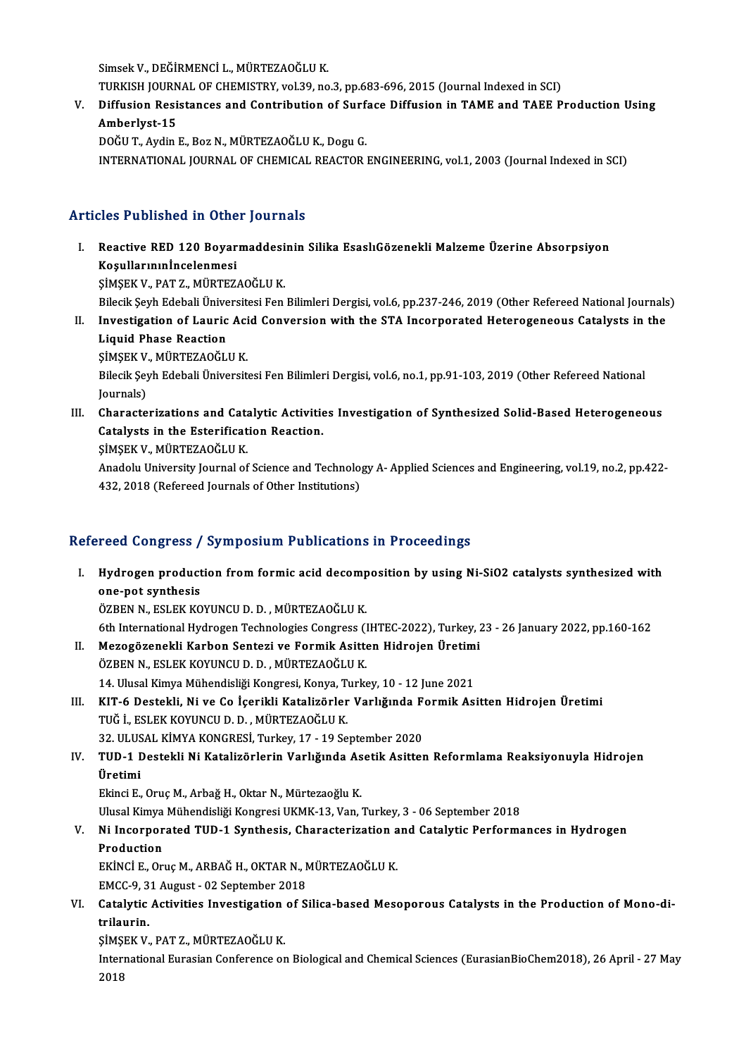Simsek V., DEĞİRMENCİ L., MÜRTEZAOĞLU K.
TURKISH JOURNAL OF CHEMISTRY, vol.39, no.3, pp.683-696, 2015 (Journal Indexed in SCI)

V. **Diffusion Resistances and Contribution of Surface Diffusion in TAME and TAEE Production Using Amberlyst-15**
DOĞU T., Aydin E., Boz N., MÜRTEZAOĞLU K., Dogu G.
INTERNATIONAL JOURNAL OF CHEMICAL REACTOR ENGINEERING, vol.1, 2003 (Journal Indexed in SCI)

## Articles Published in Other Journals

I. **Reactive RED 120 Boyarmaddesinin Silika EsaslıGözenekli Malzeme Üzerine Absorpsiyon Koşullarınınİncelenmesi**
ŞİMŞEK V., PAT Z., MÜRTEZAOĞLU K.
Bilecik Şeyh Edebali Üniversitesi Fen Bilimleri Dergisi, vol.6, pp.237-246, 2019 (Other Refereed National Journals)

II. **Investigation of Lauric Acid Conversion with the STA Incorporated Heterogeneous Catalysts in the Liquid Phase Reaction**
ŞİMŞEK V., MÜRTEZAOĞLU K.
Bilecik Şeyh Edebali Üniversitesi Fen Bilimleri Dergisi, vol.6, no.1, pp.91-103, 2019 (Other Refereed National Journals)

III. **Characterizations and Catalytic Activities Investigation of Synthesized Solid-Based Heterogeneous Catalysts in the Esterification Reaction.**
ŞİMŞEK V., MÜRTEZAOĞLU K.
Anadolu University Journal of Science and Technology A- Applied Sciences and Engineering, vol.19, no.2, pp.422-432, 2018 (Refereed Journals of Other Institutions)

## Refereed Congress / Symposium Publications in Proceedings

I. **Hydrogen production from formic acid decomposition by using Ni-SiO2 catalysts synthesized with one-pot synthesis**
ÖZBEN N., ESLEK KOYUNCU D. D. , MÜRTEZAOĞLU K.
6th International Hydrogen Technologies Congress (IHTEC-2022), Turkey, 23 - 26 January 2022, pp.160-162

II. **Mezogözenekli Karbon Sentezi ve Formik Asitten Hidrojen Üretimi**
ÖZBEN N., ESLEK KOYUNCU D. D. , MÜRTEZAOĞLU K.
14. Ulusal Kimya Mühendisliği Kongresi, Konya, Turkey, 10 - 12 June 2021

III. **KIT-6 Destekli, Ni ve Co İçerikli Katalizörler Varlığında Formik Asitten Hidrojen Üretimi**
TUĞ İ., ESLEK KOYUNCU D. D. , MÜRTEZAOĞLU K.
32. ULUSAL KİMYA KONGRESİ, Turkey, 17 - 19 September 2020

IV. **TUD-1 Destekli Ni Katalizörlerin Varlığında Asetik Asitten Reformlama Reaksiyonuyla Hidrojen Üretimi**
Ekinci E., Oruç M., Arbağ H., Oktar N., Mürtezaoğlu K.
Ulusal Kimya Mühendisliği Kongresi UKMK-13, Van, Turkey, 3 - 06 September 2018

V. **Ni Incorporated TUD-1 Synthesis, Characterization and Catalytic Performances in Hydrogen Production**
EKİNCİ E., Oruç M., ARBAĞ H., OKTAR N., MÜRTEZAOĞLU K.
EMCC-9, 31 August - 02 September 2018

VI. **Catalytic Activities Investigation of Silica-based Mesoporous Catalysts in the Production of Mono-di-trilaurin.**
ŞİMŞEK V., PAT Z., MÜRTEZAOĞLU K.
International Eurasian Conference on Biological and Chemical Sciences (EurasianBioChem2018), 26 April - 27 May 2018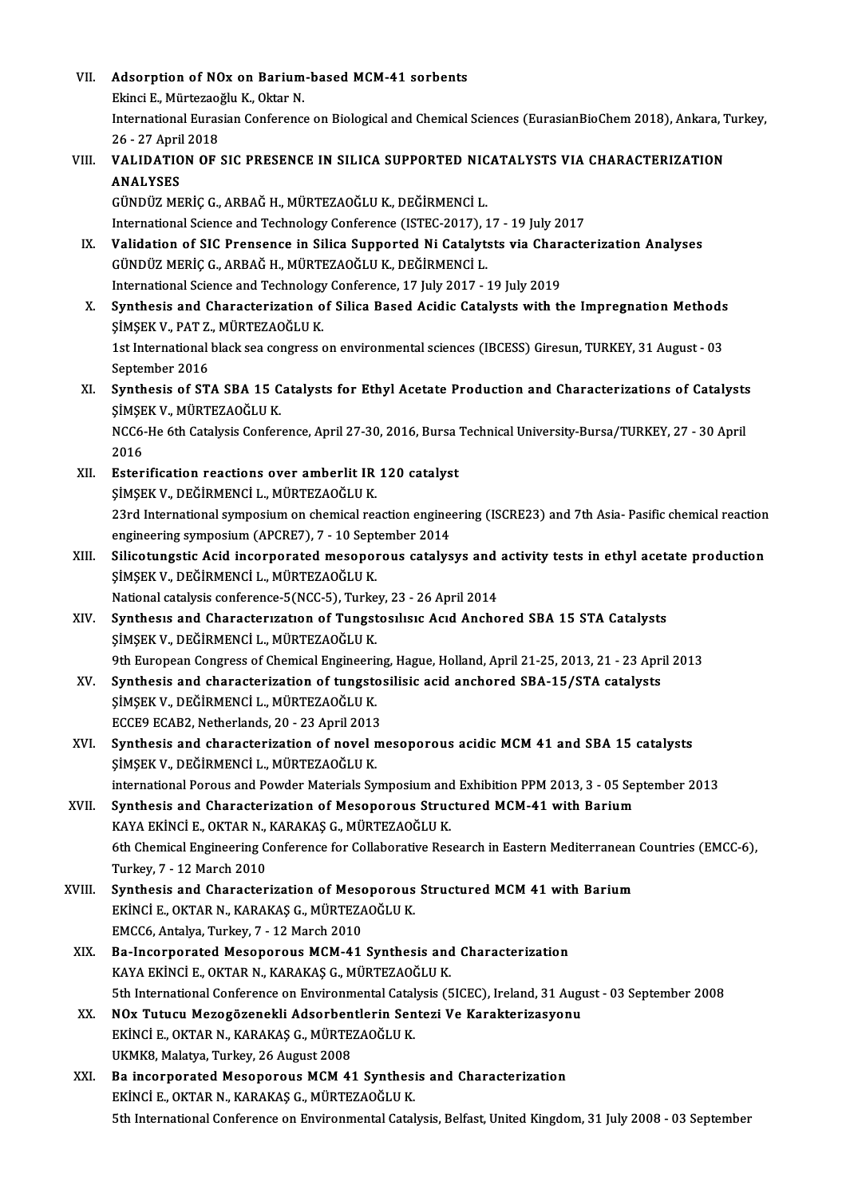VII. **Adsorption of NOx on Barium-based MCM-41 sorbents**
Ekinci E., Mürtezaoğlu K., Oktar N.
International Eurasian Conference on Biological and Chemical Sciences (EurasianBioChem 2018), Ankara, Turkey, 26 - 27 April 2018

VIII. **VALIDATION OF SIC PRESENCE IN SILICA SUPPORTED NICATALYSTS VIA CHARACTERIZATION ANALYSES**
GÜNDÜZ MERİÇ G., ARBAĞ H., MÜRTEZAOĞLU K., DEĞİRMENCİ L.
International Science and Technology Conference (ISTEC-2017), 17 - 19 July 2017

IX. **Validation of SIC Prensence in Silica Supported Ni Catalytsts via Characterization Analyses**
GÜNDÜZ MERİÇ G., ARBAĞ H., MÜRTEZAOĞLU K., DEĞİRMENCİ L.
International Science and Technology Conference, 17 July 2017 - 19 July 2019

X. **Synthesis and Characterization of Silica Based Acidic Catalysts with the Impregnation Methods**
ŞİMŞEK V., PAT Z., MÜRTEZAOĞLU K.
1st International black sea congress on environmental sciences (IBCESS) Giresun, TURKEY, 31 August - 03 September 2016

XI. **Synthesis of STA SBA 15 Catalysts for Ethyl Acetate Production and Characterizations of Catalysts**
ŞİMŞEK V., MÜRTEZAOĞLU K.
NCC6-He 6th Catalysis Conference, April 27-30, 2016, Bursa Technical University-Bursa/TURKEY, 27 - 30 April 2016

XII. **Esterification reactions over amberlit IR 120 catalyst**
ŞİMŞEK V., DEĞİRMENCİ L., MÜRTEZAOĞLU K.
23rd International symposium on chemical reaction engineering (ISCRE23) and 7th Asia- Pasific chemical reaction engineering symposium (APCRE7), 7 - 10 September 2014

XIII. **Silicotungstic Acid incorporated mesoporous catalysys and activity tests in ethyl acetate production**
ŞİMŞEK V., DEĞİRMENCİ L., MÜRTEZAOĞLU K.
National catalysis conference-5(NCC-5), Turkey, 23 - 26 April 2014

XIV. **Synthesıs and Characterızatıon of Tungstosılısıc Acıd Anchored SBA 15 STA Catalysts**
ŞİMŞEK V., DEĞİRMENCİ L., MÜRTEZAOĞLU K.
9th European Congress of Chemical Engineering, Hague, Holland, April 21-25, 2013, 21 - 23 April 2013

XV. **Synthesis and characterization of tungstosilisic acid anchored SBA-15/STA catalysts**
ŞİMŞEK V., DEĞİRMENCİ L., MÜRTEZAOĞLU K.
ECCE9 ECAB2, Netherlands, 20 - 23 April 2013

XVI. **Synthesis and characterization of novel mesoporous acidic MCM 41 and SBA 15 catalysts**
ŞİMŞEK V., DEĞİRMENCİ L., MÜRTEZAOĞLU K.
international Porous and Powder Materials Symposium and Exhibition PPM 2013, 3 - 05 September 2013

XVII. **Synthesis and Characterization of Mesoporous Structured MCM-41 with Barium**
KAYA EKİNCİ E., OKTAR N., KARAKAŞ G., MÜRTEZAOĞLU K.
6th Chemical Engineering Conference for Collaborative Research in Eastern Mediterranean Countries (EMCC-6), Turkey, 7 - 12 March 2010

XVIII. **Synthesis and Characterization of Mesoporous Structured MCM 41 with Barium**
EKİNCİ E., OKTAR N., KARAKAŞ G., MÜRTEZAOĞLU K.
EMCC6, Antalya, Turkey, 7 - 12 March 2010

XIX. **Ba-Incorporated Mesoporous MCM-41 Synthesis and Characterization**
KAYA EKİNCİ E., OKTAR N., KARAKAŞ G., MÜRTEZAOĞLU K.
5th International Conference on Environmental Catalysis (5ICEC), Ireland, 31 August - 03 September 2008

XX. **NOx Tutucu Mezogözenekli Adsorbentlerin Sentezi Ve Karakterizasyonu**
EKİNCİ E., OKTAR N., KARAKAŞ G., MÜRTEZAOĞLU K.
UKMK8, Malatya, Turkey, 26 August 2008

XXI. **Ba incorporated Mesoporous MCM 41 Synthesis and Characterization**
EKİNCİ E., OKTAR N., KARAKAŞ G., MÜRTEZAOĞLU K.
5th International Conference on Environmental Catalysis, Belfast, United Kingdom, 31 July 2008 - 03 September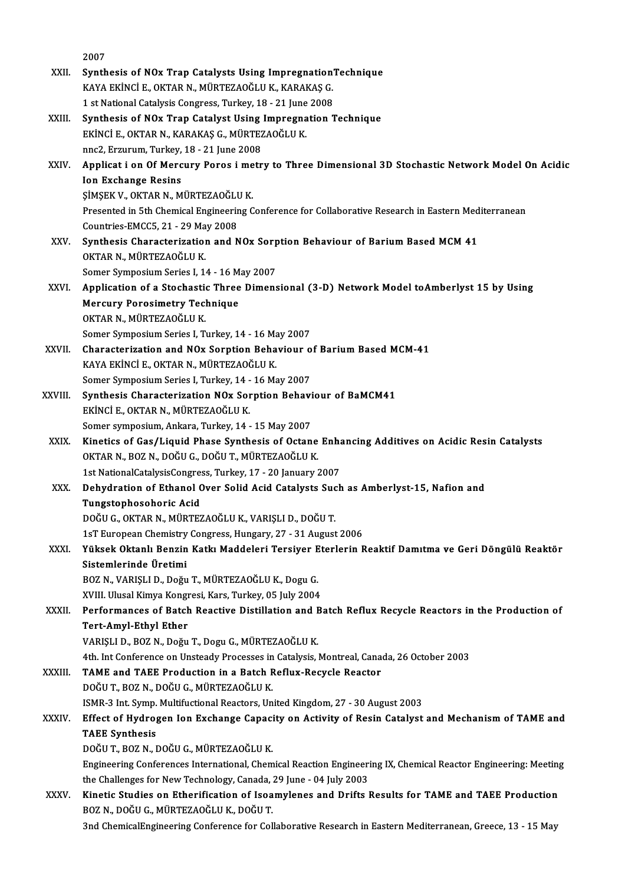2007

XXII. **Synthesis of NOx Trap Catalysts Using ImpregnationTechnique**
KAYA EKİNCİ E., OKTAR N., MÜRTEZAOĞLU K., KARAKAŞ G.
1 st National Catalysis Congress, Turkey, 18 - 21 June 2008

XXIII. **Synthesis of NOx Trap Catalyst Using Impregnation Technique**
EKİNCİ E., OKTAR N., KARAKAŞ G., MÜRTEZAOĞLU K.
nnc2, Erzurum, Turkey, 18 - 21 June 2008

XXIV. **Applicat i on Of Mercury Poros i metry to Three Dimensional 3D Stochastic Network Model On Acidic Ion Exchange Resins**
ŞİMŞEK V., OKTAR N., MÜRTEZAOĞLU K.
Presented in 5th Chemical Engineering Conference for Collaborative Research in Eastern Mediterranean Countries-EMCC5, 21 - 29 May 2008

XXV. **Synthesis Characterization and NOx Sorption Behaviour of Barium Based MCM 41**
OKTAR N., MÜRTEZAOĞLU K.
Somer Symposium Series I, 14 - 16 May 2007

XXVI. **Application of a Stochastic Three Dimensional (3-D) Network Model toAmberlyst 15 by Using Mercury Porosimetry Technique**
OKTAR N., MÜRTEZAOĞLU K.
Somer Symposium Series I, Turkey, 14 - 16 May 2007

XXVII. **Characterization and NOx Sorption Behaviour of Barium Based MCM-41**
KAYA EKİNCİ E., OKTAR N., MÜRTEZAOĞLU K.
Somer Symposium Series I, Turkey, 14 - 16 May 2007

XXVIII. **Synthesis Characterization NOx Sorption Behaviour of BaMCM41**
EKİNCİ E., OKTAR N., MÜRTEZAOĞLU K.
Somer symposium, Ankara, Turkey, 14 - 15 May 2007

XXIX. **Kinetics of Gas/Liquid Phase Synthesis of Octane Enhancing Additives on Acidic Resin Catalysts**
OKTAR N., BOZ N., DOĞU G., DOĞU T., MÜRTEZAOĞLU K.
1st NationalCatalysisCongress, Turkey, 17 - 20 January 2007

XXX. **Dehydration of Ethanol Over Solid Acid Catalysts Such as Amberlyst-15, Nafion and Tungstophosohoric Acid**
DOĞU G., OKTAR N., MÜRTEZAOĞLU K., VARIŞLI D., DOĞU T.
1sT European Chemistry Congress, Hungary, 27 - 31 August 2006

XXXI. **Yüksek Oktanlı Benzin Katkı Maddeleri Tersiyer Eterlerin Reaktif Damıtma ve Geri Döngülü Reaktör Sistemlerinde Üretimi**
BOZ N., VARIŞLI D., Doğu T., MÜRTEZAOĞLU K., Dogu G.
XVIII. Ulusal Kimya Kongresi, Kars, Turkey, 05 July 2004

XXXII. **Performances of Batch Reactive Distillation and Batch Reflux Recycle Reactors in the Production of Tert-Amyl-Ethyl Ether**
VARIŞLI D., BOZ N., Doğu T., Dogu G., MÜRTEZAOĞLU K.
4th. Int Conference on Unsteady Processes in Catalysis, Montreal, Canada, 26 October 2003

XXXIII. **TAME and TAEE Production in a Batch Reflux-Recycle Reactor**
DOĞU T., BOZ N., DOĞU G., MÜRTEZAOĞLU K.
ISMR-3 Int. Symp. Multifuctional Reactors, United Kingdom, 27 - 30 August 2003

XXXIV. **Effect of Hydrogen Ion Exchange Capacity on Activity of Resin Catalyst and Mechanism of TAME and TAEE Synthesis**
DOĞU T., BOZ N., DOĞU G., MÜRTEZAOĞLU K.
Engineering Conferences International, Chemical Reaction Engineering IX, Chemical Reactor Engineering: Meeting the Challenges for New Technology, Canada, 29 June - 04 July 2003

XXXV. **Kinetic Studies on Etherification of Isoamylenes and Drifts Results for TAME and TAEE Production**
BOZ N., DOĞU G., MÜRTEZAOĞLU K., DOĞU T.
3nd ChemicalEngineering Conference for Collaborative Research in Eastern Mediterranean, Greece, 13 - 15 May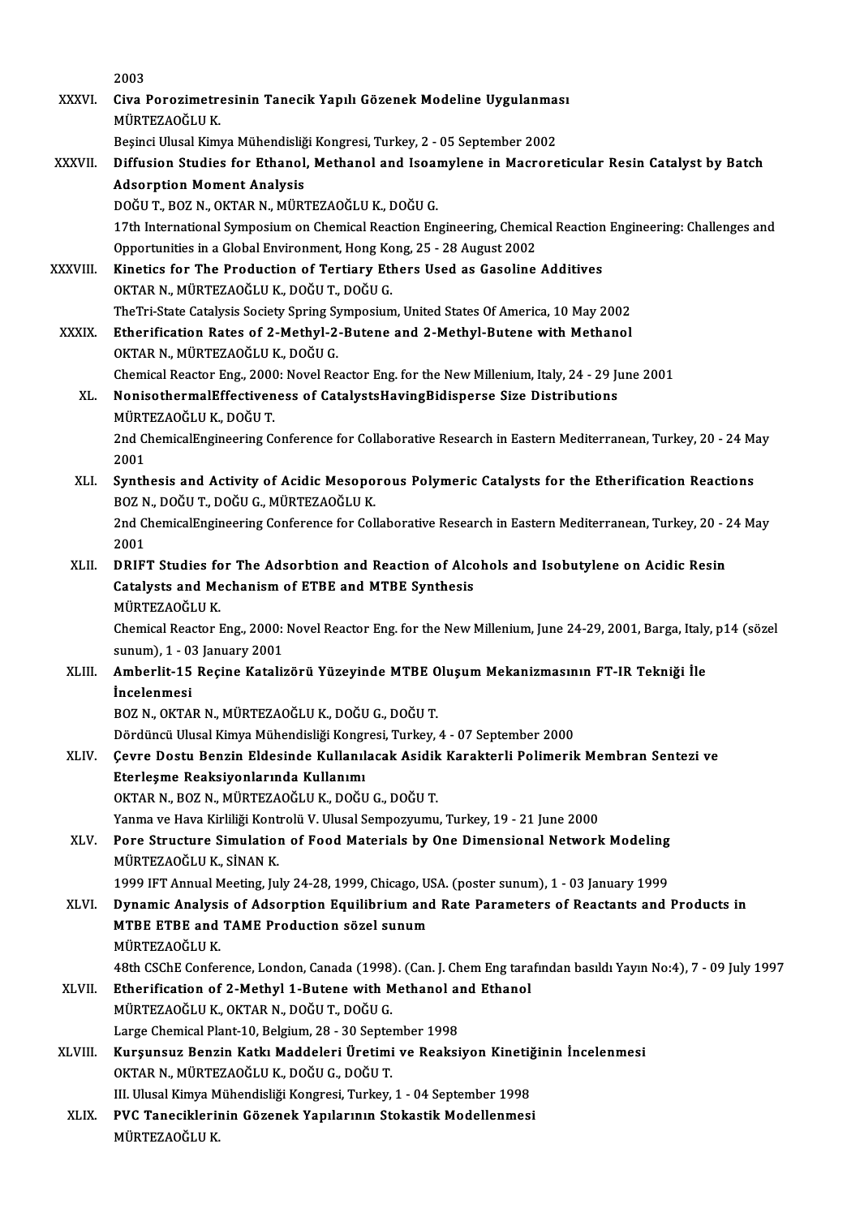2003

XXXVI. **Civa Porozimetresinin Tanecik Yapılı Gözenek Modeline Uygulanması**
MÜRTEZAOĞLU K.
Beşinci Ulusal Kimya Mühendisliği Kongresi, Turkey, 2 - 05 September 2002

XXXVII. **Diffusion Studies for Ethanol, Methanol and Isoamylene in Macroreticular Resin Catalyst by Batch Adsorption Moment Analysis**
DOĞU T., BOZ N., OKTAR N., MÜRTEZAOĞLU K., DOĞU G.
17th International Symposium on Chemical Reaction Engineering, Chemical Reaction Engineering: Challenges and Opportunities in a Global Environment, Hong Kong, 25 - 28 August 2002

XXXVIII. **Kinetics for The Production of Tertiary Ethers Used as Gasoline Additives**
OKTAR N., MÜRTEZAOĞLU K., DOĞU T., DOĞU G.
TheTri-State Catalysis Society Spring Symposium, United States Of America, 10 May 2002

XXXIX. **Etherification Rates of 2-Methyl-2-Butene and 2-Methyl-Butene with Methanol**
OKTAR N., MÜRTEZAOĞLU K., DOĞU G.
Chemical Reactor Eng., 2000: Novel Reactor Eng. for the New Millenium, Italy, 24 - 29 June 2001

XL. **NonisothermalEffectiveness of CatalystsHavingBidisperse Size Distributions**
MÜRTEZAOĞLU K., DOĞU T.
2nd ChemicalEngineering Conference for Collaborative Research in Eastern Mediterranean, Turkey, 20 - 24 May 2001

XLI. **Synthesis and Activity of Acidic Mesoporous Polymeric Catalysts for the Etherification Reactions**
BOZ N., DOĞU T., DOĞU G., MÜRTEZAOĞLU K.
2nd ChemicalEngineering Conference for Collaborative Research in Eastern Mediterranean, Turkey, 20 - 24 May 2001

XLII. **DRIFT Studies for The Adsorbtion and Reaction of Alcohols and Isobutylene on Acidic Resin Catalysts and Mechanism of ETBE and MTBE Synthesis**
MÜRTEZAOĞLU K.
Chemical Reactor Eng., 2000: Novel Reactor Eng. for the New Millenium, June 24-29, 2001, Barga, Italy, p14 (sözel sunum), 1 - 03 January 2001

XLIII. **Amberlit-15 Reçine Katalizörü Yüzeyinde MTBE Oluşum Mekanizmasının FT-IR Tekniği İle İncelenmesi**
BOZ N., OKTAR N., MÜRTEZAOĞLU K., DOĞU G., DOĞU T.
Dördüncü Ulusal Kimya Mühendisliği Kongresi, Turkey, 4 - 07 September 2000

XLIV. **Çevre Dostu Benzin Eldesinde Kullanılacak Asidik Karakterli Polimerik Membran Sentezi ve Eterleşme Reaksiyonlarında Kullanımı**
OKTAR N., BOZ N., MÜRTEZAOĞLU K., DOĞU G., DOĞU T.
Yanma ve Hava Kirliliği Kontrolü V. Ulusal Sempozyumu, Turkey, 19 - 21 June 2000

XLV. **Pore Structure Simulation of Food Materials by One Dimensional Network Modeling**
MÜRTEZAOĞLU K., SİNAN K.
1999 IFT Annual Meeting, July 24-28, 1999, Chicago, USA. (poster sunum), 1 - 03 January 1999

XLVI. **Dynamic Analysis of Adsorption Equilibrium and Rate Parameters of Reactants and Products in MTBE ETBE and TAME Production sözel sunum**
MÜRTEZAOĞLU K.
48th CSChE Conference, London, Canada (1998). (Can. J. Chem Eng tarafından basıldı Yayın No:4), 7 - 09 July 1997

XLVII. **Etherification of 2-Methyl 1-Butene with Methanol and Ethanol**
MÜRTEZAOĞLU K., OKTAR N., DOĞU T., DOĞU G.
Large Chemical Plant-10, Belgium, 28 - 30 September 1998

XLVIII. **Kurşunsuz Benzin Katkı Maddeleri Üretimi ve Reaksiyon Kinetiğinin İncelenmesi**
OKTAR N., MÜRTEZAOĞLU K., DOĞU G., DOĞU T.
III. Ulusal Kimya Mühendisliği Kongresi, Turkey, 1 - 04 September 1998

XLIX. **PVC Taneciklerinin Gözenek Yapılarının Stokastik Modellenmesi**
MÜRTEZAOĞLU K.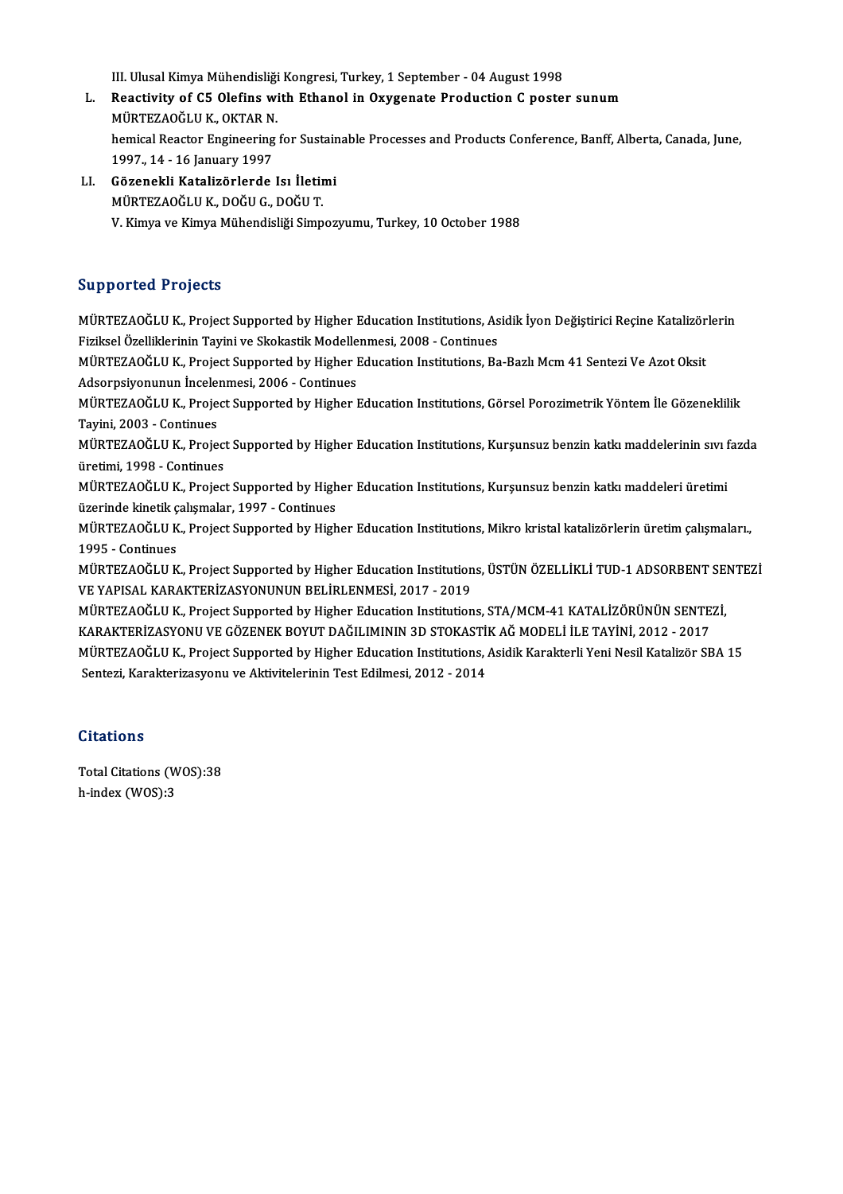III. Ulusal Kimya Mühendisliği Kongresi, Turkey, 1 September - 04 August 1998

L. **Reactivity of C5 Olefins with Ethanol in Oxygenate Production C poster sunum**
MÜRTEZAOĞLU K., OKTAR N.
hemical Reactor Engineering for Sustainable Processes and Products Conference, Banff, Alberta, Canada, June, 1997., 14 - 16 January 1997

LI. **Gözenekli Katalizörlerde Isı İletimi**
MÜRTEZAOĞLU K., DOĞU G., DOĞU T.
V. Kimya ve Kimya Mühendisliği Simpozyumu, Turkey, 10 October 1988

## Supported Projects

MÜRTEZAOĞLU K., Project Supported by Higher Education Institutions, Asidik İyon Değiştirici Reçine Katalizörlerin Fiziksel Özelliklerinin Tayini ve Skokastik Modellenmesi, 2008 - Continues

MÜRTEZAOĞLU K., Project Supported by Higher Education Institutions, Ba-Bazlı Mcm 41 Sentezi Ve Azot Oksit Adsorpsiyonunun İncelenmesi, 2006 - Continues

MÜRTEZAOĞLU K., Project Supported by Higher Education Institutions, Görsel Porozimetrik Yöntem İle Gözeneklilik Tayini, 2003 - Continues

MÜRTEZAOĞLU K., Project Supported by Higher Education Institutions, Kurşunsuz benzin katkı maddelerinin sıvı fazda üretimi, 1998 - Continues

MÜRTEZAOĞLU K., Project Supported by Higher Education Institutions, Kurşunsuz benzin katkı maddeleri üretimi üzerinde kinetik çalışmalar, 1997 - Continues

MÜRTEZAOĞLU K., Project Supported by Higher Education Institutions, Mikro kristal katalizörlerin üretim çalışmaları., 1995 - Continues

MÜRTEZAOĞLU K., Project Supported by Higher Education Institutions, ÜSTÜN ÖZELLİKLİ TUD-1 ADSORBENT SENTEZİ VE YAPISAL KARAKTERİZASYONUNUN BELİRLENMESİ, 2017 - 2019

MÜRTEZAOĞLU K., Project Supported by Higher Education Institutions, STA/MCM-41 KATALİZÖRÜNÜN SENTEZİ, KARAKTERİZASYONU VE GÖZENEK BOYUT DAĞILIMININ 3D STOKASTİK AĞ MODELİ İLE TAYİNİ, 2012 - 2017

MÜRTEZAOĞLU K., Project Supported by Higher Education Institutions, Asidik Karakterli Yeni Nesil Katalizör SBA 15 Sentezi, Karakterizasyonu ve Aktivitelerinin Test Edilmesi, 2012 - 2014

## Citations

Total Citations (WOS):38
h-index (WOS):3